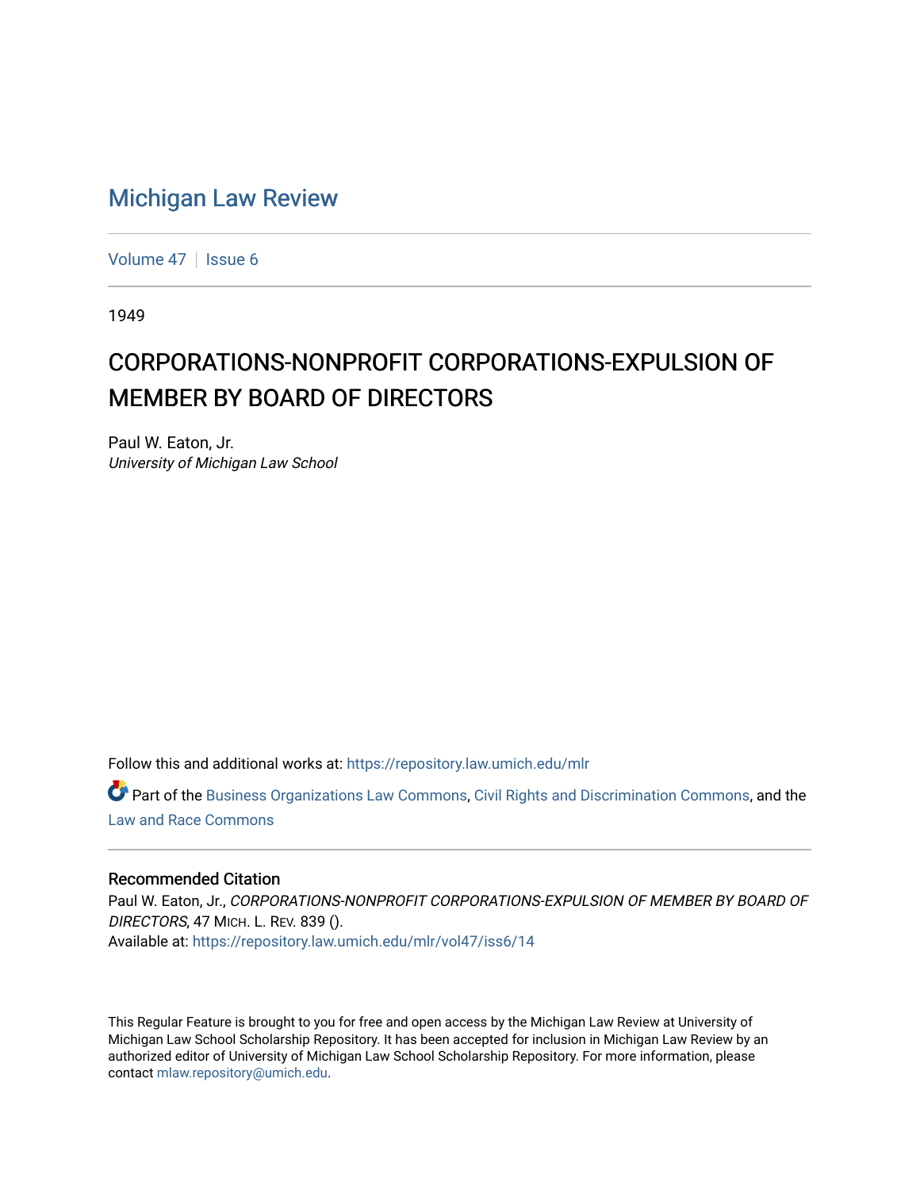# Michigan Law Review

Volume 47 | Issue 6

1949

## CORPORATIONS-NONPROFIT CORPORATIONS-EXPULSION OF MEMBER BY BOARD OF DIRECTORS

Paul W. Eaton, Jr.
*University of Michigan Law School*

Follow this and additional works at: https://repository.law.umich.edu/mlr

Part of the Business Organizations Law Commons, Civil Rights and Discrimination Commons, and the Law and Race Commons

### Recommended Citation

Paul W. Eaton, Jr., *CORPORATIONS-NONPROFIT CORPORATIONS-EXPULSION OF MEMBER BY BOARD OF DIRECTORS*, 47 MICH. L. REV. 839 ().
Available at: https://repository.law.umich.edu/mlr/vol47/iss6/14

This Regular Feature is brought to you for free and open access by the Michigan Law Review at University of Michigan Law School Scholarship Repository. It has been accepted for inclusion in Michigan Law Review by an authorized editor of University of Michigan Law School Scholarship Repository. For more information, please contact mlaw.repository@umich.edu.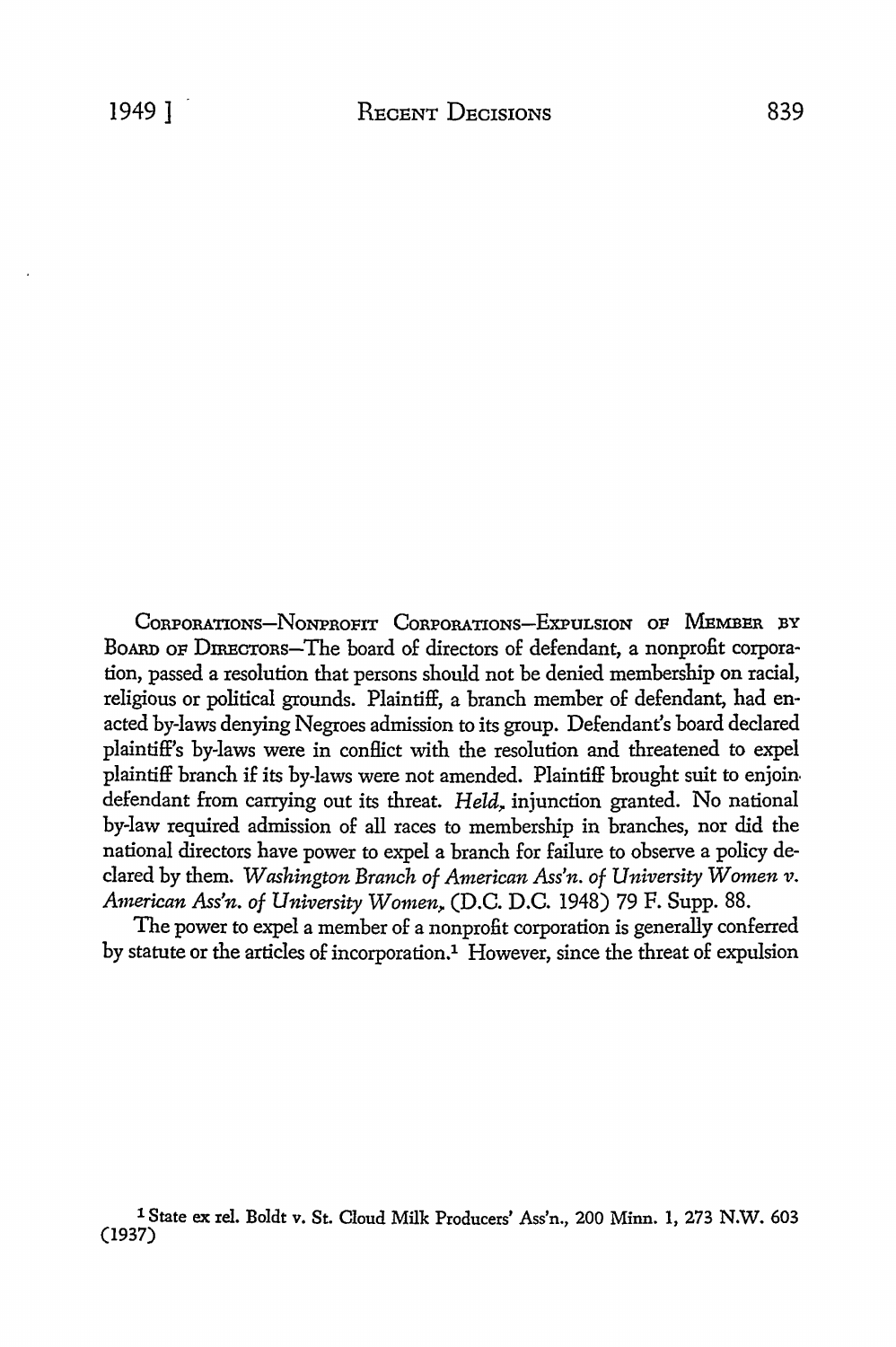CORPORATIONS—NONPROFIT CORPORATIONS—EXPULSION OF MEMBER BY BOARD OF DIRECTORS—The board of directors of defendant, a nonprofit corporation, passed a resolution that persons should not be denied membership on racial, religious or political grounds. Plaintiff, a branch member of defendant, had enacted by-laws denying Negroes admission to its group. Defendant's board declared plaintiff's by-laws were in conflict with the resolution and threatened to expel plaintiff branch if its by-laws were not amended. Plaintiff brought suit to enjoin defendant from carrying out its threat. *Held*, injunction granted. No national by-law required admission of all races to membership in branches, nor did the national directors have power to expel a branch for failure to observe a policy declared by them. *Washington Branch of American Ass'n. of University Women v. American Ass'n. of University Women*, (D.C. D.C. 1948) 79 F. Supp. 88.

The power to expel a member of a nonprofit corporation is generally conferred by statute or the articles of incorporation.[1] However, since the threat of expulsion

[1] State ex rel. Boldt v. St. Cloud Milk Producers' Ass'n., 200 Minn. 1, 273 N.W. 603 (1937)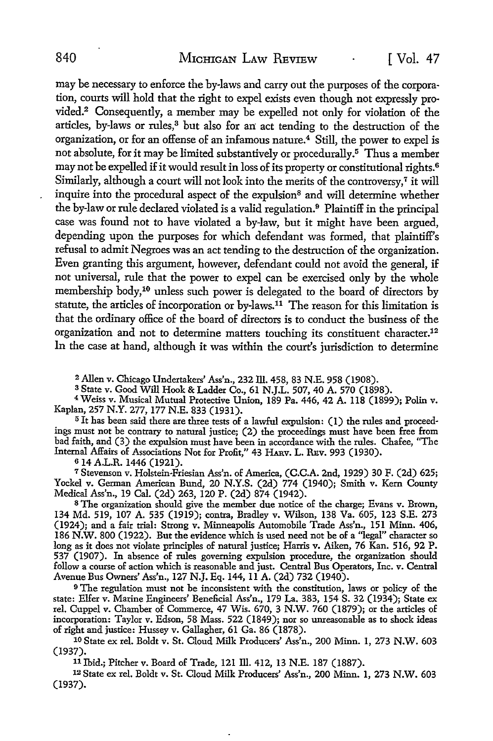may be necessary to enforce the by-laws and carry out the purposes of the corporation, courts will hold that the right to expel exists even though not expressly provided.[2] Consequently, a member may be expelled not only for violation of the articles, by-laws or rules,[3] but also for an act tending to the destruction of the organization, or for an offense of an infamous nature.[4] Still, the power to expel is not absolute, for it may be limited substantively or procedurally.[5] Thus a member may not be expelled if it would result in loss of its property or constitutional rights.[6] Similarly, although a court will not look into the merits of the controversy,[7] it will inquire into the procedural aspect of the expulsion[8] and will determine whether the by-law or rule declared violated is a valid regulation.[9] Plaintiff in the principal case was found not to have violated a by-law, but it might have been argued, depending upon the purposes for which defendant was formed, that plaintiff's refusal to admit Negroes was an act tending to the destruction of the organization. Even granting this argument, however, defendant could not avoid the general, if not universal, rule that the power to expel can be exercised only by the whole membership body,[10] unless such power is delegated to the board of directors by statute, the articles of incorporation or by-laws.[11] The reason for this limitation is that the ordinary office of the board of directors is to conduct the business of the organization and not to determine matters touching its constituent character.[12] In the case at hand, although it was within the court's jurisdiction to determine

---

[2] Allen v. Chicago Undertakers' Ass'n., 232 Ill. 458, 83 N.E. 958 (1908).

[3] State v. Good Will Hook & Ladder Co., 61 N.J.L. 507, 40 A. 570 (1898).

[4] Weiss v. Musical Mutual Protective Union, 189 Pa. 446, 42 A. 118 (1899); Polin v. Kaplan, 257 N.Y. 277, 177 N.E. 833 (1931).

[5] It has been said there are three tests of a lawful expulsion: (1) the rules and proceedings must not be contrary to natural justice; (2) the proceedings must have been free from bad faith, and (3) the expulsion must have been in accordance with the rules. Chafee, "The Internal Affairs of Associations Not for Profit," 43 Harv. L. Rev. 993 (1930).

[6] 14 A.L.R. 1446 (1921).

[7] Stevenson v. Holstein-Friesian Ass'n. of America, (C.C.A. 2nd, 1929) 30 F. (2d) 625; Yockel v. German American Bund, 20 N.Y.S. (2d) 774 (1940); Smith v. Kern County Medical Ass'n., 19 Cal. (2d) 263, 120 P. (2d) 874 (1942).

[8] The organization should give the member due notice of the charge; Evans v. Brown, 134 Md. 519, 107 A. 535 (1919); contra, Bradley v. Wilson, 138 Va. 605, 123 S.E. 273 (1924); and a fair trial: Strong v. Minneapolis Automobile Trade Ass'n., 151 Minn. 406, 186 N.W. 800 (1922). But the evidence which is used need not be of a "legal" character so long as it does not violate principles of natural justice; Harris v. Aiken, 76 Kan. 516, 92 P. 537 (1907). In absence of rules governing expulsion procedure, the organization should follow a course of action which is reasonable and just. Central Bus Operators, Inc. v. Central Avenue Bus Owners' Ass'n., 127 N.J. Eq. 144, 11 A. (2d) 732 (1940).

[9] The regulation must not be inconsistent with the constitution, laws or policy of the state: Elfer v. Marine Engineers' Beneficial Ass'n., 179 La. 383, 154 S. 32 (1934); State ex rel. Cuppel v. Chamber of Commerce, 47 Wis. 670, 3 N.W. 760 (1879); or the articles of incorporation: Taylor v. Edson, 58 Mass. 522 (1849); nor so unreasonable as to shock ideas of right and justice: Hussey v. Gallagher, 61 Ga. 86 (1878).

[10] State ex rel. Boldt v. St. Cloud Milk Producers' Ass'n., 200 Minn. 1, 273 N.W. 603 (1937).

[11] Ibid.; Pitcher v. Board of Trade, 121 Ill. 412, 13 N.E. 187 (1887).

[12] State ex rel. Boldt v. St. Cloud Milk Producers' Ass'n., 200 Minn. 1, 273 N.W. 603 (1937).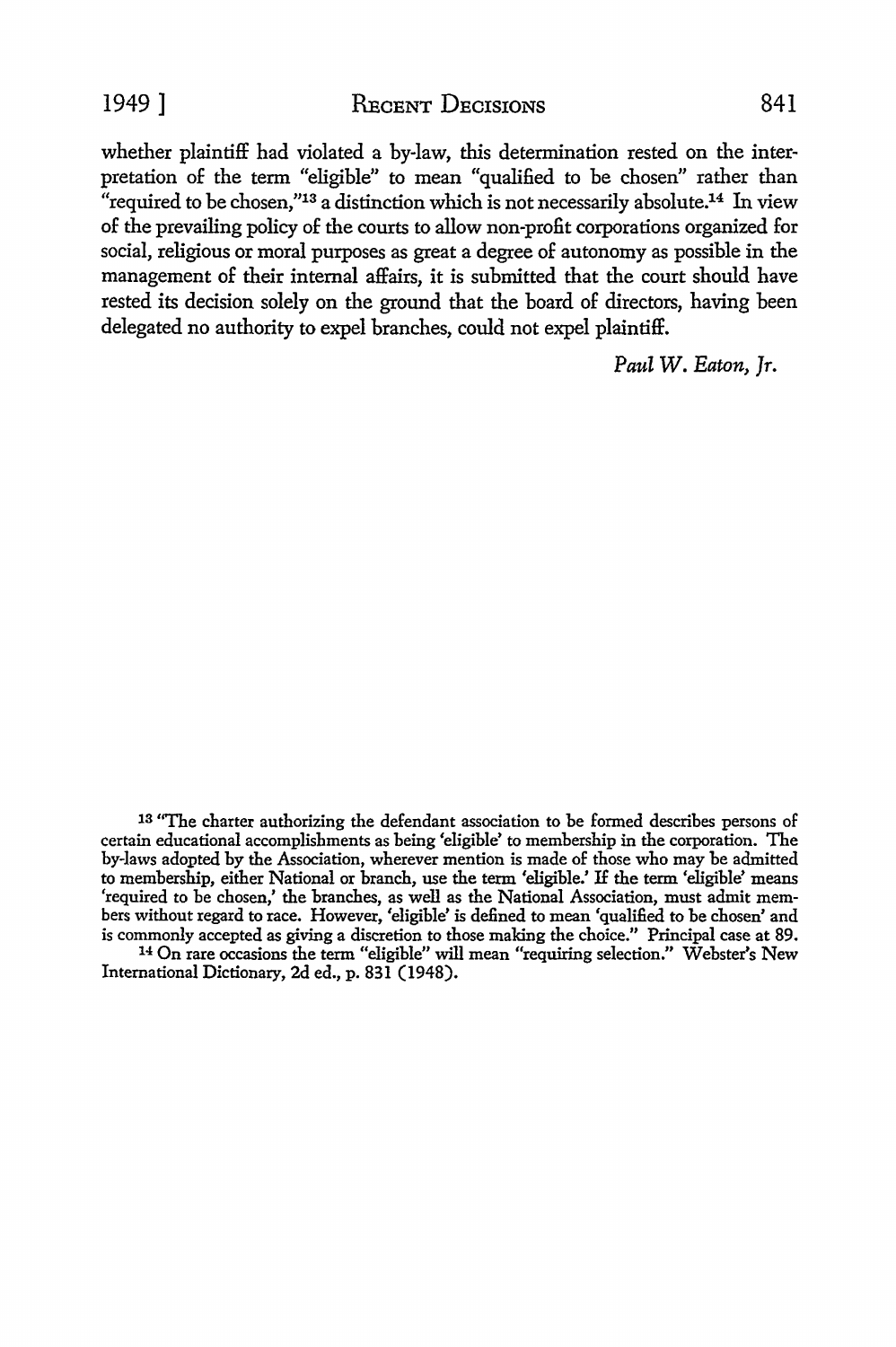whether plaintiff had violated a by-law, this determination rested on the interpretation of the term "eligible" to mean "qualified to be chosen" rather than "required to be chosen,"[13] a distinction which is not necessarily absolute.[14] In view of the prevailing policy of the courts to allow non-profit corporations organized for social, religious or moral purposes as great a degree of autonomy as possible in the management of their internal affairs, it is submitted that the court should have rested its decision solely on the ground that the board of directors, having been delegated no authority to expel branches, could not expel plaintiff.

*Paul W. Eaton, Jr.*

---

[13] "The charter authorizing the defendant association to be formed describes persons of certain educational accomplishments as being 'eligible' to membership in the corporation. The by-laws adopted by the Association, wherever mention is made of those who may be admitted to membership, either National or branch, use the term 'eligible.' If the term 'eligible' means 'required to be chosen,' the branches, as well as the National Association, must admit members without regard to race. However, 'eligible' is defined to mean 'qualified to be chosen' and is commonly accepted as giving a discretion to those making the choice." Principal case at 89.

[14] On rare occasions the term "eligible" will mean "requiring selection." Webster's New International Dictionary, 2d ed., p. 831 (1948).